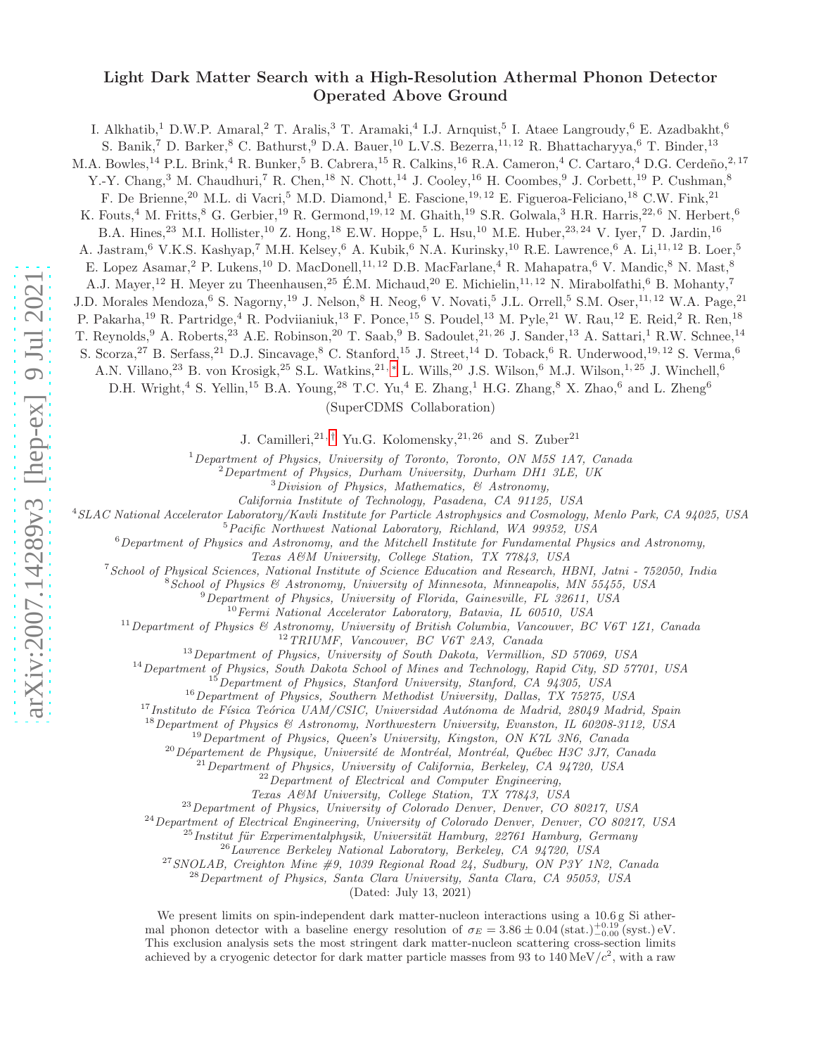# Light Dark Matter Search with a High-Resolution Athermal Phonon Detector Operated Above Ground

I. Alkhatib,[1] D.W.P. Amaral,[2] T. Aralis,[3] T. Aramaki,[4] I.J. Arnquist,[5] I. Ataee Langroudy,[6] E. Azadbakht,[6] S. Banik,[7] D. Barker,[8] C. Bathurst,[9] D.A. Bauer,[10] L.V.S. Bezerra,[11,12] R. Bhattacharyya,[6] T. Binder,[13] M.A. Bowles,[14] P.L. Brink,[4] R. Bunker,[5] B. Cabrera,[15] R. Calkins,[16] R.A. Cameron,[4] C. Cartaro,[4] D.G. Cerdeño,[2,17] Y.-Y. Chang,[3] M. Chaudhuri,[7] R. Chen,[18] N. Chott,[14] J. Cooley,[16] H. Coombes,[9] J. Corbett,[19] P. Cushman,[8] F. De Brienne,[20] M.L. di Vacri,[5] M.D. Diamond,[1] E. Fascione,[19,12] E. Figueroa-Feliciano,[18] C.W. Fink,[21] K. Fouts,[4] M. Fritts,[8] G. Gerbier,[19] R. Germond,[19,12] M. Ghaith,[19] S.R. Golwala,[3] H.R. Harris,[22,6] N. Herbert,[6] B.A. Hines,[23] M.I. Hollister,[10] Z. Hong,[18] E.W. Hoppe,[5] L. Hsu,[10] M.E. Huber,[23,24] V. Iyer,[7] D. Jardin,[16] A. Jastram,[6] V.K.S. Kashyap,[7] M.H. Kelsey,[6] A. Kubik,[6] N.A. Kurinsky,[10] R.E. Lawrence,[6] A. Li,[11,12] B. Loer,[5] E. Lopez Asamar,[2] P. Lukens,[10] D. MacDonell,[11,12] D.B. MacFarlane,[4] R. Mahapatra,[6] V. Mandic,[8] N. Mast,[8] A.J. Mayer,[12] H. Meyer zu Theenhausen,[25] É.M. Michaud,[20] E. Michielin,[11,12] N. Mirabolfathi,[6] B. Mohanty,[7] J.D. Morales Mendoza,[6] S. Nagorny,[19] J. Nelson,[8] H. Neog,[6] V. Novati,[5] J.L. Orrell,[5] S.M. Oser,[11,12] W.A. Page,[21] P. Pakarha,[19] R. Partridge,[4] R. Podviianiuk,[13] F. Ponce,[15] S. Poudel,[13] M. Pyle,[21] W. Rau,[12] E. Reid,[2] R. Ren,[18] T. Reynolds,[9] A. Roberts,[23] A.E. Robinson,[20] T. Saab,[9] B. Sadoulet,[21,26] J. Sander,[13] A. Sattari,[1] R.W. Schnee,[14] S. Scorza,[27] B. Serfass,[21] D.J. Sincavage,[8] C. Stanford,[15] J. Street,[14] D. Toback,[6] R. Underwood,[19,12] S. Verma,[6] A.N. Villano,[23] B. von Krosigk,[25] S.L. Watkins,[21,*] L. Wills,[20] J.S. Wilson,[6] M.J. Wilson,[1,25] J. Winchell,[6] D.H. Wright,[4] S. Yellin,[15] B.A. Young,[28] T.C. Yu,[4] E. Zhang,[1] H.G. Zhang,[8] X. Zhao,[6] and L. Zheng[6]

(SuperCDMS Collaboration)

J. Camilleri,[21,†] Yu.G. Kolomensky,[21,26] and S. Zuber[21]

[1] *Department of Physics, University of Toronto, Toronto, ON M5S 1A7, Canada*
[2] *Department of Physics, Durham University, Durham DH1 3LE, UK*
[3] *Division of Physics, Mathematics, & Astronomy, California Institute of Technology, Pasadena, CA 91125, USA*
[4] *SLAC National Accelerator Laboratory/Kavli Institute for Particle Astrophysics and Cosmology, Menlo Park, CA 94025, USA*
[5] *Pacific Northwest National Laboratory, Richland, WA 99352, USA*
[6] *Department of Physics and Astronomy, and the Mitchell Institute for Fundamental Physics and Astronomy, Texas A&M University, College Station, TX 77843, USA*
[7] *School of Physical Sciences, National Institute of Science Education and Research, HBNI, Jatni - 752050, India*
[8] *School of Physics & Astronomy, University of Minnesota, Minneapolis, MN 55455, USA*
[9] *Department of Physics, University of Florida, Gainesville, FL 32611, USA*
[10] *Fermi National Accelerator Laboratory, Batavia, IL 60510, USA*
[11] *Department of Physics & Astronomy, University of British Columbia, Vancouver, BC V6T 1Z1, Canada*
[12] *TRIUMF, Vancouver, BC V6T 2A3, Canada*
[13] *Department of Physics, University of South Dakota, Vermillion, SD 57069, USA*
[14] *Department of Physics, South Dakota School of Mines and Technology, Rapid City, SD 57701, USA*
[15] *Department of Physics, Stanford University, Stanford, CA 94305, USA*
[16] *Department of Physics, Southern Methodist University, Dallas, TX 75275, USA*
[17] *Instituto de Física Teórica UAM/CSIC, Universidad Autónoma de Madrid, 28049 Madrid, Spain*
[18] *Department of Physics & Astronomy, Northwestern University, Evanston, IL 60208-3112, USA*
[19] *Department of Physics, Queen's University, Kingston, ON K7L 3N6, Canada*
[20] *Département de Physique, Université de Montréal, Montréal, Québec H3C 3J7, Canada*
[21] *Department of Physics, University of California, Berkeley, CA 94720, USA*
[22] *Department of Electrical and Computer Engineering, Texas A&M University, College Station, TX 77843, USA*
[23] *Department of Physics, University of Colorado Denver, Denver, CO 80217, USA*
[24] *Department of Electrical Engineering, University of Colorado Denver, Denver, CO 80217, USA*
[25] *Institut für Experimentalphysik, Universität Hamburg, 22761 Hamburg, Germany*
[26] *Lawrence Berkeley National Laboratory, Berkeley, CA 94720, USA*
[27] *SNOLAB, Creighton Mine #9, 1039 Regional Road 24, Sudbury, ON P3Y 1N2, Canada*
[28] *Department of Physics, Santa Clara University, Santa Clara, CA 95053, USA*

(Dated: July 13, 2021)

We present limits on spin-independent dark matter-nucleon interactions using a 10.6 g Si athermal phonon detector with a baseline energy resolution of $\sigma_E = 3.86 \pm 0.04\,(\text{stat.})^{+0.19}_{-0.00}\,(\text{syst.})$ eV. This exclusion analysis sets the most stringent dark matter-nucleon scattering cross-section limits achieved by a cryogenic detector for dark matter particle masses from 93 to 140 MeV/$c^2$, with a raw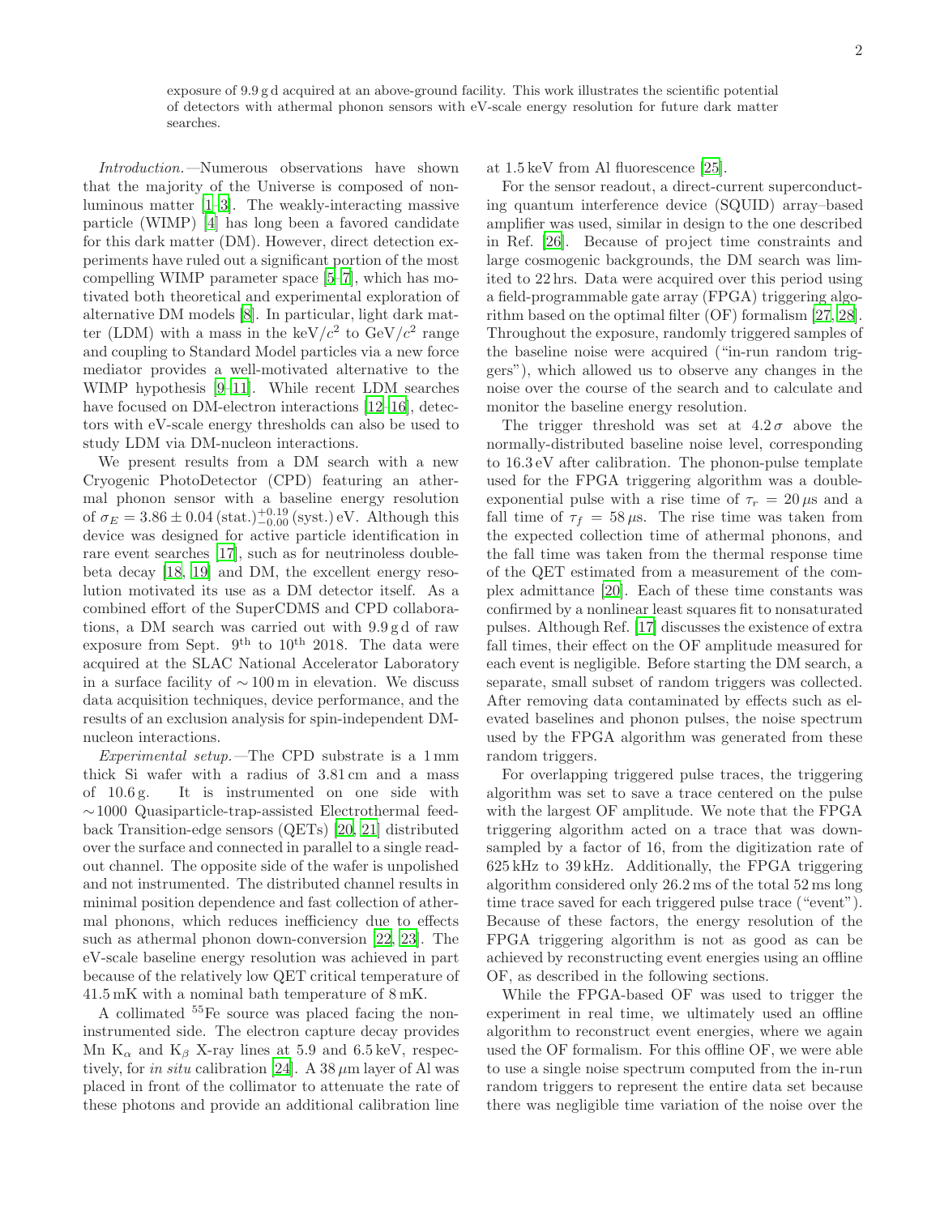exposure of 9.9 g d acquired at an above-ground facility. This work illustrates the scientific potential of detectors with athermal phonon sensors with eV-scale energy resolution for future dark matter searches.

*Introduction.*—Numerous observations have shown that the majority of the Universe is composed of nonluminous matter [1–3]. The weakly-interacting massive particle (WIMP) [4] has long been a favored candidate for this dark matter (DM). However, direct detection experiments have ruled out a significant portion of the most compelling WIMP parameter space [5–7], which has motivated both theoretical and experimental exploration of alternative DM models [8]. In particular, light dark matter (LDM) with a mass in the keV/$c^2$ to GeV/$c^2$ range and coupling to Standard Model particles via a new force mediator provides a well-motivated alternative to the WIMP hypothesis [9–11]. While recent LDM searches have focused on DM-electron interactions [12–16], detectors with eV-scale energy thresholds can also be used to study LDM via DM-nucleon interactions.

We present results from a DM search with a new Cryogenic PhotoDetector (CPD) featuring an athermal phonon sensor with a baseline energy resolution of $\sigma_E = 3.86 \pm 0.04\,(\mathrm{stat.})^{+0.19}_{-0.00}\,(\mathrm{syst.})\,\mathrm{eV}$. Although this device was designed for active particle identification in rare event searches [17], such as for neutrinoless double-beta decay [18, 19] and DM, the excellent energy resolution motivated its use as a DM detector itself. As a combined effort of the SuperCDMS and CPD collaborations, a DM search was carried out with 9.9 g d of raw exposure from Sept. $9^{\mathrm{th}}$ to $10^{\mathrm{th}}$ 2018. The data were acquired at the SLAC National Accelerator Laboratory in a surface facility of $\sim 100$ m in elevation. We discuss data acquisition techniques, device performance, and the results of an exclusion analysis for spin-independent DM-nucleon interactions.

*Experimental setup.*—The CPD substrate is a 1 mm thick Si wafer with a radius of 3.81 cm and a mass of 10.6 g. It is instrumented on one side with $\sim$1000 Quasiparticle-trap-assisted Electrothermal feedback Transition-edge sensors (QETs) [20, 21] distributed over the surface and connected in parallel to a single readout channel. The opposite side of the wafer is unpolished and not instrumented. The distributed channel results in minimal position dependence and fast collection of athermal phonons, which reduces inefficiency due to effects such as athermal phonon down-conversion [22, 23]. The eV-scale baseline energy resolution was achieved in part because of the relatively low QET critical temperature of 41.5 mK with a nominal bath temperature of 8 mK.

A collimated $^{55}$Fe source was placed facing the non-instrumented side. The electron capture decay provides Mn $\mathrm{K}_\alpha$ and $\mathrm{K}_\beta$ X-ray lines at 5.9 and 6.5 keV, respectively, for *in situ* calibration [24]. A 38 $\mu$m layer of Al was placed in front of the collimator to attenuate the rate of these photons and provide an additional calibration line at 1.5 keV from Al fluorescence [25].

For the sensor readout, a direct-current superconducting quantum interference device (SQUID) array–based amplifier was used, similar in design to the one described in Ref. [26]. Because of project time constraints and large cosmogenic backgrounds, the DM search was limited to 22 hrs. Data were acquired over this period using a field-programmable gate array (FPGA) triggering algorithm based on the optimal filter (OF) formalism [27, 28]. Throughout the exposure, randomly triggered samples of the baseline noise were acquired ("in-run random triggers"), which allowed us to observe any changes in the noise over the course of the search and to calculate and monitor the baseline energy resolution.

The trigger threshold was set at $4.2\,\sigma$ above the normally-distributed baseline noise level, corresponding to 16.3 eV after calibration. The phonon-pulse template used for the FPGA triggering algorithm was a double-exponential pulse with a rise time of $\tau_r = 20\,\mu$s and a fall time of $\tau_f = 58\,\mu$s. The rise time was taken from the expected collection time of athermal phonons, and the fall time was taken from the thermal response time of the QET estimated from a measurement of the complex admittance [20]. Each of these time constants was confirmed by a nonlinear least squares fit to nonsaturated pulses. Although Ref. [17] discusses the existence of extra fall times, their effect on the OF amplitude measured for each event is negligible. Before starting the DM search, a separate, small subset of random triggers was collected. After removing data contaminated by effects such as elevated baselines and phonon pulses, the noise spectrum used by the FPGA algorithm was generated from these random triggers.

For overlapping triggered pulse traces, the triggering algorithm was set to save a trace centered on the pulse with the largest OF amplitude. We note that the FPGA triggering algorithm acted on a trace that was downsampled by a factor of 16, from the digitization rate of 625 kHz to 39 kHz. Additionally, the FPGA triggering algorithm considered only 26.2 ms of the total 52 ms long time trace saved for each triggered pulse trace ("event"). Because of these factors, the energy resolution of the FPGA triggering algorithm is not as good as can be achieved by reconstructing event energies using an offline OF, as described in the following sections.

While the FPGA-based OF was used to trigger the experiment in real time, we ultimately used an offline algorithm to reconstruct event energies, where we again used the OF formalism. For this offline OF, we were able to use a single noise spectrum computed from the in-run random triggers to represent the entire data set because there was negligible time variation of the noise over the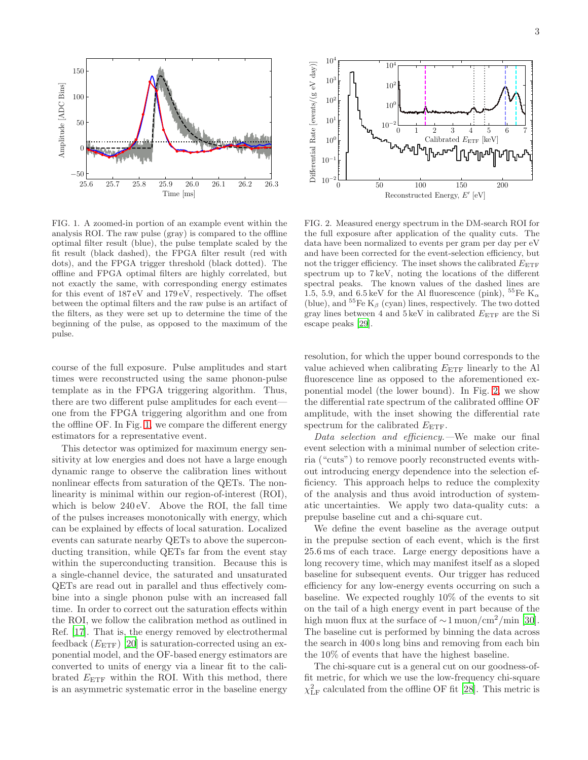FIG. 1. A zoomed-in portion of an example event within the analysis ROI. The raw pulse (gray) is compared to the offline optimal filter result (blue), the pulse template scaled by the fit result (black dashed), the FPGA filter result (red with dots), and the FPGA trigger threshold (black dotted). The offline and FPGA optimal filters are highly correlated, but not exactly the same, with corresponding energy estimates for this event of 187 eV and 179 eV, respectively. The offset between the optimal filters and the raw pulse is an artifact of the filters, as they were set up to determine the time of the beginning of the pulse, as opposed to the maximum of the pulse.

FIG. 2. Measured energy spectrum in the DM-search ROI for the full exposure after application of the quality cuts. The data have been normalized to events per gram per day per eV and have been corrected for the event-selection efficiency, but not the trigger efficiency. The inset shows the calibrated $E_{\mathrm{ETF}}$ spectrum up to 7 keV, noting the locations of the different spectral peaks. The known values of the dashed lines are 1.5, 5.9, and 6.5 keV for the Al fluorescence (pink), $^{55}$Fe $\mathrm{K}_\alpha$ (blue), and $^{55}$Fe $\mathrm{K}_\beta$ (cyan) lines, respectively. The two dotted gray lines between 4 and 5 keV in calibrated $E_{\mathrm{ETF}}$ are the Si escape peaks [29].

course of the full exposure. Pulse amplitudes and start times were reconstructed using the same phonon-pulse template as in the FPGA triggering algorithm. Thus, there are two different pulse amplitudes for each event—one from the FPGA triggering algorithm and one from the offline OF. In Fig. 1, we compare the different energy estimators for a representative event.

This detector was optimized for maximum energy sensitivity at low energies and does not have a large enough dynamic range to observe the calibration lines without nonlinear effects from saturation of the QETs. The nonlinearity is minimal within our region-of-interest (ROI), which is below 240 eV. Above the ROI, the fall time of the pulses increases monotonically with energy, which can be explained by effects of local saturation. Localized events can saturate nearby QETs to above the superconducting transition, while QETs far from the event stay within the superconducting transition. Because this is a single-channel device, the saturated and unsaturated QETs are read out in parallel and thus effectively combine into a single phonon pulse with an increased fall time. In order to correct out the saturation effects within the ROI, we follow the calibration method as outlined in Ref. [17]. That is, the energy removed by electrothermal feedback ($E_{\mathrm{ETF}}$) [20] is saturation-corrected using an exponential model, and the OF-based energy estimators are converted to units of energy via a linear fit to the calibrated $E_{\mathrm{ETF}}$ within the ROI. With this method, there is an asymmetric systematic error in the baseline energy resolution, for which the upper bound corresponds to the value achieved when calibrating $E_{\mathrm{ETF}}$ linearly to the Al fluorescence line as opposed to the aforementioned exponential model (the lower bound). In Fig. 2, we show the differential rate spectrum of the calibrated offline OF amplitude, with the inset showing the differential rate spectrum for the calibrated $E_{\mathrm{ETF}}$.

*Data selection and efficiency.*—We make our final event selection with a minimal number of selection criteria ("cuts") to remove poorly reconstructed events without introducing energy dependence into the selection efficiency. This approach helps to reduce the complexity of the analysis and thus avoid introduction of systematic uncertainties. We apply two data-quality cuts: a prepulse baseline cut and a chi-square cut.

We define the event baseline as the average output in the prepulse section of each event, which is the first 25.6 ms of each trace. Large energy depositions have a long recovery time, which may manifest itself as a sloped baseline for subsequent events. Our trigger has reduced efficiency for any low-energy events occurring on such a baseline. We expected roughly 10% of the events to sit on the tail of a high energy event in part because of the high muon flux at the surface of $\sim$1 muon/cm$^2$/min [30]. The baseline cut is performed by binning the data across the search in 400 s long bins and removing from each bin the 10% of events that have the highest baseline.

The chi-square cut is a general cut on our goodness-of-fit metric, for which we use the low-frequency chi-square $\chi^2_{\mathrm{LF}}$ calculated from the offline OF fit [28]. This metric is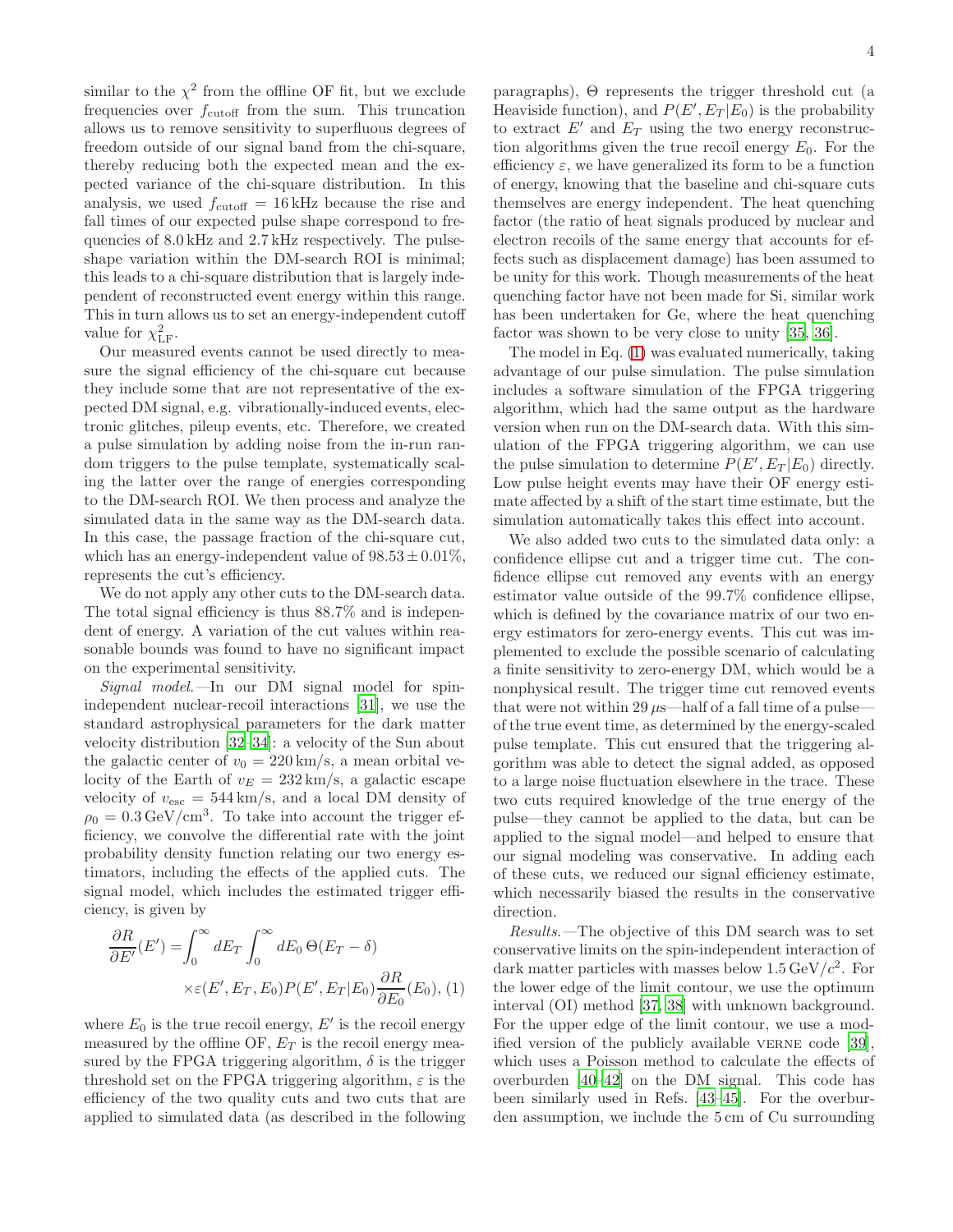similar to the $\chi^2$ from the offline OF fit, but we exclude frequencies over $f_{\rm cutoff}$ from the sum. This truncation allows us to remove sensitivity to superfluous degrees of freedom outside of our signal band from the chi-square, thereby reducing both the expected mean and the expected variance of the chi-square distribution. In this analysis, we used $f_{\rm cutoff} = 16\,\mathrm{kHz}$ because the rise and fall times of our expected pulse shape correspond to frequencies of 8.0 kHz and 2.7 kHz respectively. The pulse-shape variation within the DM-search ROI is minimal; this leads to a chi-square distribution that is largely independent of reconstructed event energy within this range. This in turn allows us to set an energy-independent cutoff value for $\chi^2_{\rm LF}$.

Our measured events cannot be used directly to measure the signal efficiency of the chi-square cut because they include some that are not representative of the expected DM signal, e.g. vibrationally-induced events, electronic glitches, pileup events, etc. Therefore, we created a pulse simulation by adding noise from the in-run random triggers to the pulse template, systematically scaling the latter over the range of energies corresponding to the DM-search ROI. We then process and analyze the simulated data in the same way as the DM-search data. In this case, the passage fraction of the chi-square cut, which has an energy-independent value of $98.53 \pm 0.01\%$, represents the cut's efficiency.

We do not apply any other cuts to the DM-search data. The total signal efficiency is thus 88.7% and is independent of energy. A variation of the cut values within reasonable bounds was found to have no significant impact on the experimental sensitivity.

*Signal model.*—In our DM signal model for spin-independent nuclear-recoil interactions [31], we use the standard astrophysical parameters for the dark matter velocity distribution [32–34]: a velocity of the Sun about the galactic center of $v_0 = 220\,\mathrm{km/s}$, a mean orbital velocity of the Earth of $v_E = 232\,\mathrm{km/s}$, a galactic escape velocity of $v_{\rm esc} = 544\,\mathrm{km/s}$, and a local DM density of $\rho_0 = 0.3\,\mathrm{GeV/cm^3}$. To take into account the trigger efficiency, we convolve the differential rate with the joint probability density function relating our two energy estimators, including the effects of the applied cuts. The signal model, which includes the estimated trigger efficiency, is given by

$$\frac{\partial R}{\partial E'}(E') = \int_0^\infty dE_T \int_0^\infty dE_0\, \Theta(E_T - \delta) \times \varepsilon(E', E_T, E_0) P(E', E_T|E_0) \frac{\partial R}{\partial E_0}(E_0), \quad (1)$$

where $E_0$ is the true recoil energy, $E'$ is the recoil energy measured by the offline OF, $E_T$ is the recoil energy measured by the FPGA triggering algorithm, $\delta$ is the trigger threshold set on the FPGA triggering algorithm, $\varepsilon$ is the efficiency of the two quality cuts and two cuts that are applied to simulated data (as described in the following paragraphs), $\Theta$ represents the trigger threshold cut (a Heaviside function), and $P(E', E_T|E_0)$ is the probability to extract $E'$ and $E_T$ using the two energy reconstruction algorithms given the true recoil energy $E_0$. For the efficiency $\varepsilon$, we have generalized its form to be a function of energy, knowing that the baseline and chi-square cuts themselves are energy independent. The heat quenching factor (the ratio of heat signals produced by nuclear and electron recoils of the same energy that accounts for effects such as displacement damage) has been assumed to be unity for this work. Though measurements of the heat quenching factor have not been made for Si, similar work has been undertaken for Ge, where the heat quenching factor was shown to be very close to unity [35, 36].

The model in Eq. (1) was evaluated numerically, taking advantage of our pulse simulation. The pulse simulation includes a software simulation of the FPGA triggering algorithm, which had the same output as the hardware version when run on the DM-search data. With this simulation of the FPGA triggering algorithm, we can use the pulse simulation to determine $P(E', E_T|E_0)$ directly. Low pulse height events may have their OF energy estimate affected by a shift of the start time estimate, but the simulation automatically takes this effect into account.

We also added two cuts to the simulated data only: a confidence ellipse cut and a trigger time cut. The confidence ellipse cut removed any events with an energy estimator value outside of the 99.7% confidence ellipse, which is defined by the covariance matrix of our two energy estimators for zero-energy events. This cut was implemented to exclude the possible scenario of calculating a finite sensitivity to zero-energy DM, which would be a nonphysical result. The trigger time cut removed events that were not within 29 μs—half of a fall time of a pulse—of the true event time, as determined by the energy-scaled pulse template. This cut ensured that the triggering algorithm was able to detect the signal added, as opposed to a large noise fluctuation elsewhere in the trace. These two cuts required knowledge of the true energy of the pulse—they cannot be applied to the data, but can be applied to the signal model—and helped to ensure that our signal modeling was conservative. In adding each of these cuts, we reduced our signal efficiency estimate, which necessarily biased the results in the conservative direction.

*Results.*—The objective of this DM search was to set conservative limits on the spin-independent interaction of dark matter particles with masses below $1.5\,\mathrm{GeV}/c^2$. For the lower edge of the limit contour, we use the optimum interval (OI) method [37, 38] with unknown background. For the upper edge of the limit contour, we use a modified version of the publicly available VERNE code [39], which uses a Poisson method to calculate the effects of overburden [40–42] on the DM signal. This code has been similarly used in Refs. [43–45]. For the overburden assumption, we include the 5 cm of Cu surrounding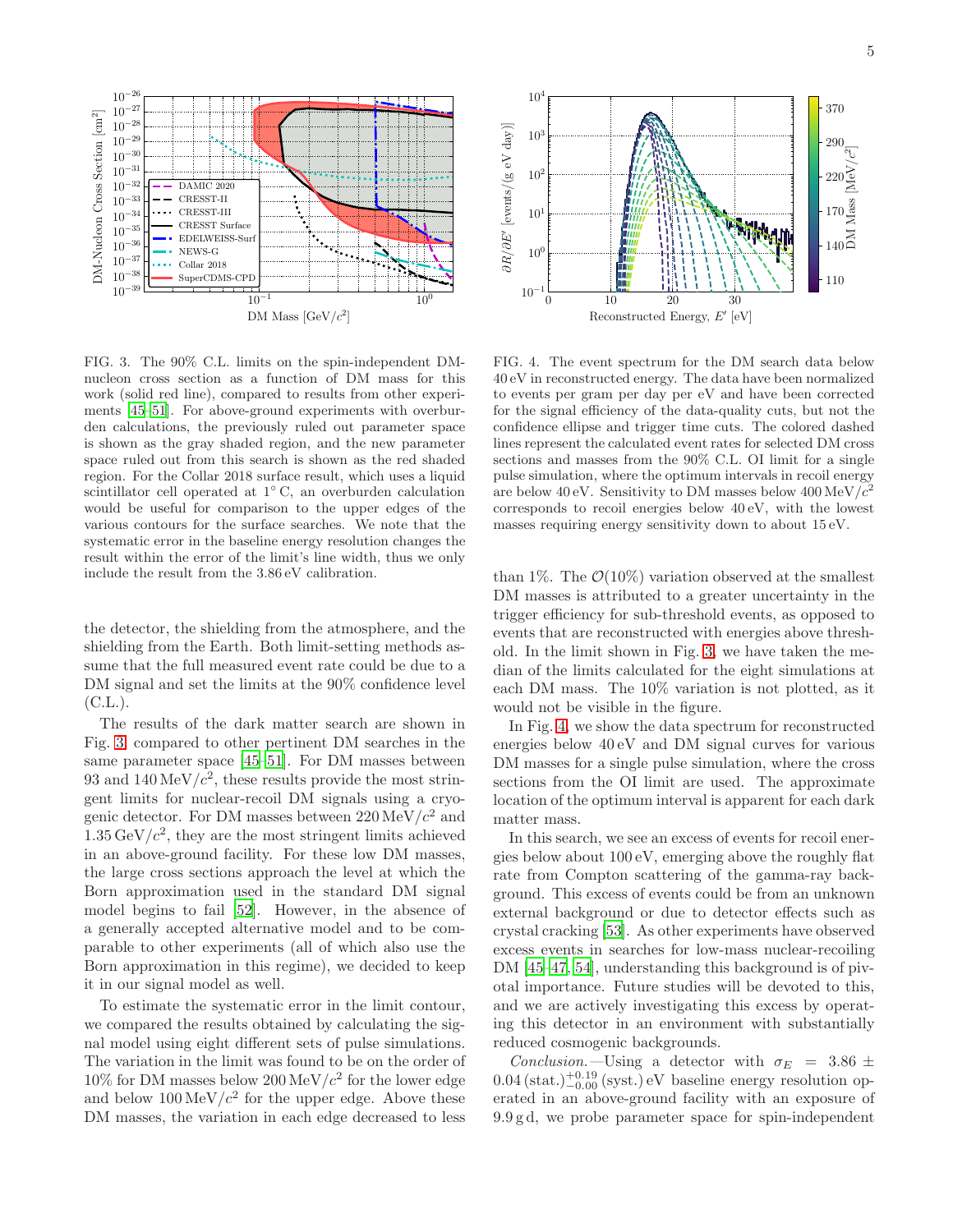FIG. 3. The 90% C.L. limits on the spin-independent DM-nucleon cross section as a function of DM mass for this work (solid red line), compared to results from other experiments [45–51]. For above-ground experiments with overburden calculations, the previously ruled out parameter space is shown as the gray shaded region, and the new parameter space ruled out from this search is shown as the red shaded region. For the Collar 2018 surface result, which uses a liquid scintillator cell operated at 1° C, an overburden calculation would be useful for comparison to the upper edges of the various contours for the surface searches. We note that the systematic error in the baseline energy resolution changes the result within the error of the limit's line width, thus we only include the result from the 3.86 eV calibration.

FIG. 4. The event spectrum for the DM search data below 40 eV in reconstructed energy. The data have been normalized to events per gram per day per eV and have been corrected for the signal efficiency of the data-quality cuts, but not the confidence ellipse and trigger time cuts. The colored dashed lines represent the calculated event rates for selected DM cross sections and masses from the 90% C.L. OI limit for a single pulse simulation, where the optimum intervals in recoil energy are below 40 eV. Sensitivity to DM masses below 400 MeV/$c^2$ corresponds to recoil energies below 40 eV, with the lowest masses requiring energy sensitivity down to about 15 eV.

the detector, the shielding from the atmosphere, and the shielding from the Earth. Both limit-setting methods assume that the full measured event rate could be due to a DM signal and set the limits at the 90% confidence level (C.L.).

The results of the dark matter search are shown in Fig. 3 compared to other pertinent DM searches in the same parameter space [45–51]. For DM masses between 93 and 140 MeV/$c^2$, these results provide the most stringent limits for nuclear-recoil DM signals using a cryogenic detector. For DM masses between 220 MeV/$c^2$ and 1.35 GeV/$c^2$, they are the most stringent limits achieved in an above-ground facility. For these low DM masses, the large cross sections approach the level at which the Born approximation used in the standard DM signal model begins to fail [52]. However, in the absence of a generally accepted alternative model and to be comparable to other experiments (all of which also use the Born approximation in this regime), we decided to keep it in our signal model as well.

To estimate the systematic error in the limit contour, we compared the results obtained by calculating the signal model using eight different sets of pulse simulations. The variation in the limit was found to be on the order of 10% for DM masses below 200 MeV/$c^2$ for the lower edge and below 100 MeV/$c^2$ for the upper edge. Above these DM masses, the variation in each edge decreased to less than 1%. The $\mathcal{O}(10\%)$ variation observed at the smallest DM masses is attributed to a greater uncertainty in the trigger efficiency for sub-threshold events, as opposed to events that are reconstructed with energies above threshold. In the limit shown in Fig. 3, we have taken the median of the limits calculated for the eight simulations at each DM mass. The 10% variation is not plotted, as it would not be visible in the figure.

In Fig. 4, we show the data spectrum for reconstructed energies below 40 eV and DM signal curves for various DM masses for a single pulse simulation, where the cross sections from the OI limit are used. The approximate location of the optimum interval is apparent for each dark matter mass.

In this search, we see an excess of events for recoil energies below about 100 eV, emerging above the roughly flat rate from Compton scattering of the gamma-ray background. This excess of events could be from an unknown external background or due to detector effects such as crystal cracking [53]. As other experiments have observed excess events in searches for low-mass nuclear-recoiling DM [45–47, 54], understanding this background is of pivotal importance. Future studies will be devoted to this, and we are actively investigating this excess by operating this detector in an environment with substantially reduced cosmogenic backgrounds.

*Conclusion.*—Using a detector with $\sigma_E = 3.86 \pm 0.04\,(\text{stat.})^{+0.19}_{-0.00}\,(\text{syst.})$ eV baseline energy resolution operated in an above-ground facility with an exposure of 9.9 g d, we probe parameter space for spin-independent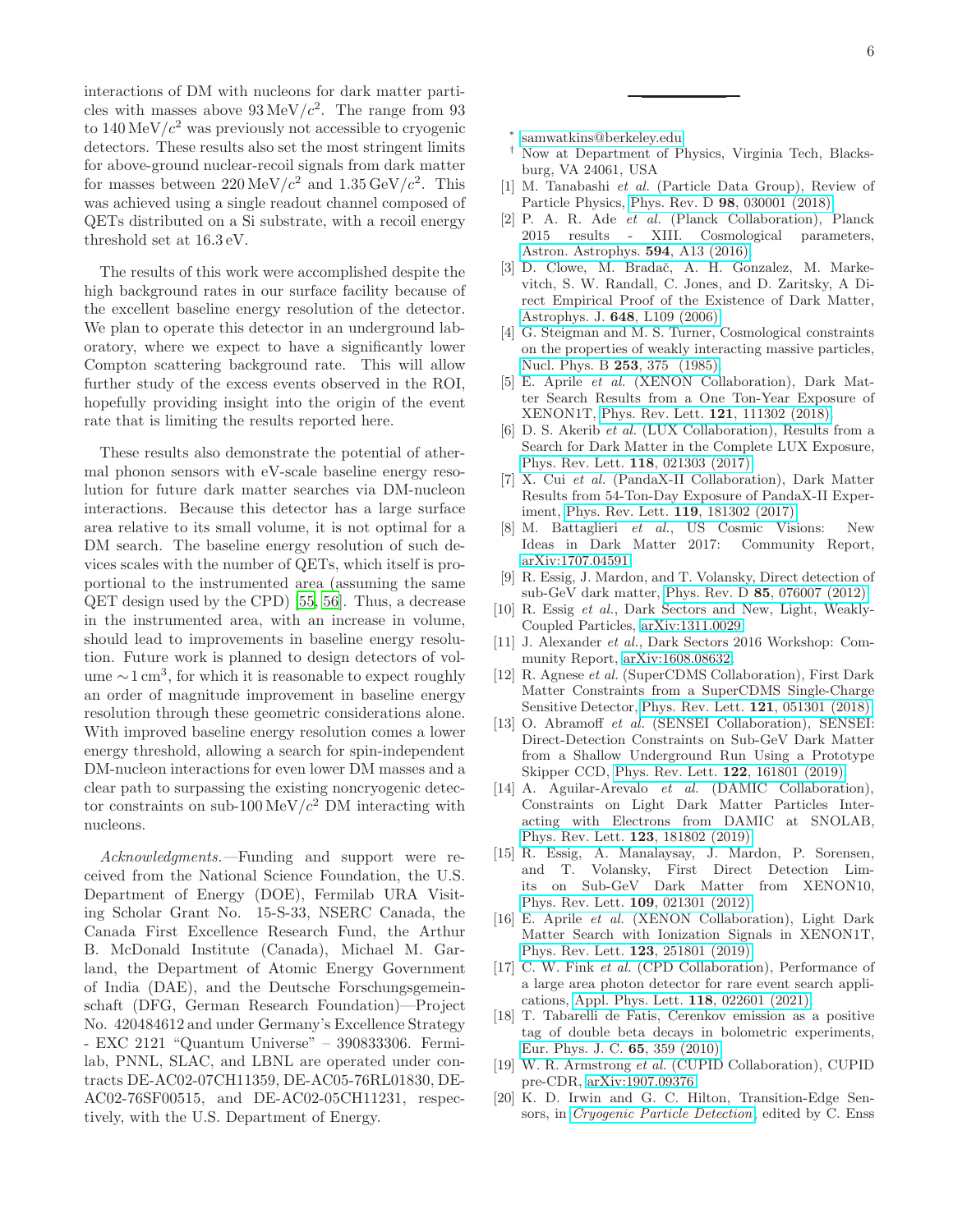interactions of DM with nucleons for dark matter particles with masses above $93\,\mathrm{MeV}/c^2$. The range from 93 to $140\,\mathrm{MeV}/c^2$ was previously not accessible to cryogenic detectors. These results also set the most stringent limits for above-ground nuclear-recoil signals from dark matter for masses between $220\,\mathrm{MeV}/c^2$ and $1.35\,\mathrm{GeV}/c^2$. This was achieved using a single readout channel composed of QETs distributed on a Si substrate, with a recoil energy threshold set at 16.3 eV.

The results of this work were accomplished despite the high background rates in our surface facility because of the excellent baseline energy resolution of the detector. We plan to operate this detector in an underground laboratory, where we expect to have a significantly lower Compton scattering background rate. This will allow further study of the excess events observed in the ROI, hopefully providing insight into the origin of the event rate that is limiting the results reported here.

These results also demonstrate the potential of athermal phonon sensors with eV-scale baseline energy resolution for future dark matter searches via DM-nucleon interactions. Because this detector has a large surface area relative to its small volume, it is not optimal for a DM search. The baseline energy resolution of such devices scales with the number of QETs, which itself is proportional to the instrumented area (assuming the same QET design used by the CPD) [55, 56]. Thus, a decrease in the instrumented area, with an increase in volume, should lead to improvements in baseline energy resolution. Future work is planned to design detectors of volume $\sim 1\,\mathrm{cm}^3$, for which it is reasonable to expect roughly an order of magnitude improvement in baseline energy resolution through these geometric considerations alone. With improved baseline energy resolution comes a lower energy threshold, allowing a search for spin-independent DM-nucleon interactions for even lower DM masses and a clear path to surpassing the existing noncryogenic detector constraints on sub-$100\,\mathrm{MeV}/c^2$ DM interacting with nucleons.

*Acknowledgments.*—Funding and support were received from the National Science Foundation, the U.S. Department of Energy (DOE), Fermilab URA Visiting Scholar Grant No. 15-S-33, NSERC Canada, the Canada First Excellence Research Fund, the Arthur B. McDonald Institute (Canada), Michael M. Garland, the Department of Atomic Energy Government of India (DAE), and the Deutsche Forschungsgemeinschaft (DFG, German Research Foundation)—Project No. 420484612 and under Germany's Excellence Strategy - EXC 2121 "Quantum Universe" – 390833306. Fermilab, PNNL, SLAC, and LBNL are operated under contracts DE-AC02-07CH11359, DE-AC05-76RL01830, DE-AC02-76SF00515, and DE-AC02-05CH11231, respectively, with the U.S. Department of Energy.

---

* samwatkins@berkeley.edu

† Now at Department of Physics, Virginia Tech, Blacksburg, VA 24061, USA

[1] M. Tanabashi *et al.* (Particle Data Group), Review of Particle Physics, Phys. Rev. D **98**, 030001 (2018).

[2] P. A. R. Ade *et al.* (Planck Collaboration), Planck 2015 results - XIII. Cosmological parameters, Astron. Astrophys. **594**, A13 (2016).

[3] D. Clowe, M. Bradač, A. H. Gonzalez, M. Markevitch, S. W. Randall, C. Jones, and D. Zaritsky, A Direct Empirical Proof of the Existence of Dark Matter, Astrophys. J. **648**, L109 (2006).

[4] G. Steigman and M. S. Turner, Cosmological constraints on the properties of weakly interacting massive particles, Nucl. Phys. B **253**, 375 (1985).

[5] E. Aprile *et al.* (XENON Collaboration), Dark Matter Search Results from a One Ton-Year Exposure of XENON1T, Phys. Rev. Lett. **121**, 111302 (2018).

[6] D. S. Akerib *et al.* (LUX Collaboration), Results from a Search for Dark Matter in the Complete LUX Exposure, Phys. Rev. Lett. **118**, 021303 (2017).

[7] X. Cui *et al.* (PandaX-II Collaboration), Dark Matter Results from 54-Ton-Day Exposure of PandaX-II Experiment, Phys. Rev. Lett. **119**, 181302 (2017).

[8] M. Battaglieri *et al.*, US Cosmic Visions: New Ideas in Dark Matter 2017: Community Report, arXiv:1707.04591.

[9] R. Essig, J. Mardon, and T. Volansky, Direct detection of sub-GeV dark matter, Phys. Rev. D **85**, 076007 (2012).

[10] R. Essig *et al.*, Dark Sectors and New, Light, Weakly-Coupled Particles, arXiv:1311.0029.

[11] J. Alexander *et al.*, Dark Sectors 2016 Workshop: Community Report, arXiv:1608.08632.

[12] R. Agnese *et al.* (SuperCDMS Collaboration), First Dark Matter Constraints from a SuperCDMS Single-Charge Sensitive Detector, Phys. Rev. Lett. **121**, 051301 (2018).

[13] O. Abramoff *et al.* (SENSEI Collaboration), SENSEI: Direct-Detection Constraints on Sub-GeV Dark Matter from a Shallow Underground Run Using a Prototype Skipper CCD, Phys. Rev. Lett. **122**, 161801 (2019).

[14] A. Aguilar-Arevalo *et al.* (DAMIC Collaboration), Constraints on Light Dark Matter Particles Interacting with Electrons from DAMIC at SNOLAB, Phys. Rev. Lett. **123**, 181802 (2019).

[15] R. Essig, A. Manalaysay, J. Mardon, P. Sorensen, and T. Volansky, First Direct Detection Limits on Sub-GeV Dark Matter from XENON10, Phys. Rev. Lett. **109**, 021301 (2012).

[16] E. Aprile *et al.* (XENON Collaboration), Light Dark Matter Search with Ionization Signals in XENON1T, Phys. Rev. Lett. **123**, 251801 (2019).

[17] C. W. Fink *et al.* (CPD Collaboration), Performance of a large area photon detector for rare event search applications, Appl. Phys. Lett. **118**, 022601 (2021).

[18] T. Tabarelli de Fatis, Cerenkov emission as a positive tag of double beta decays in bolometric experiments, Eur. Phys. J. C. **65**, 359 (2010).

[19] W. R. Armstrong *et al.* (CUPID Collaboration), CUPID pre-CDR, arXiv:1907.09376.

[20] K. D. Irwin and G. C. Hilton, Transition-Edge Sensors, in *Cryogenic Particle Detection*, edited by C. Enss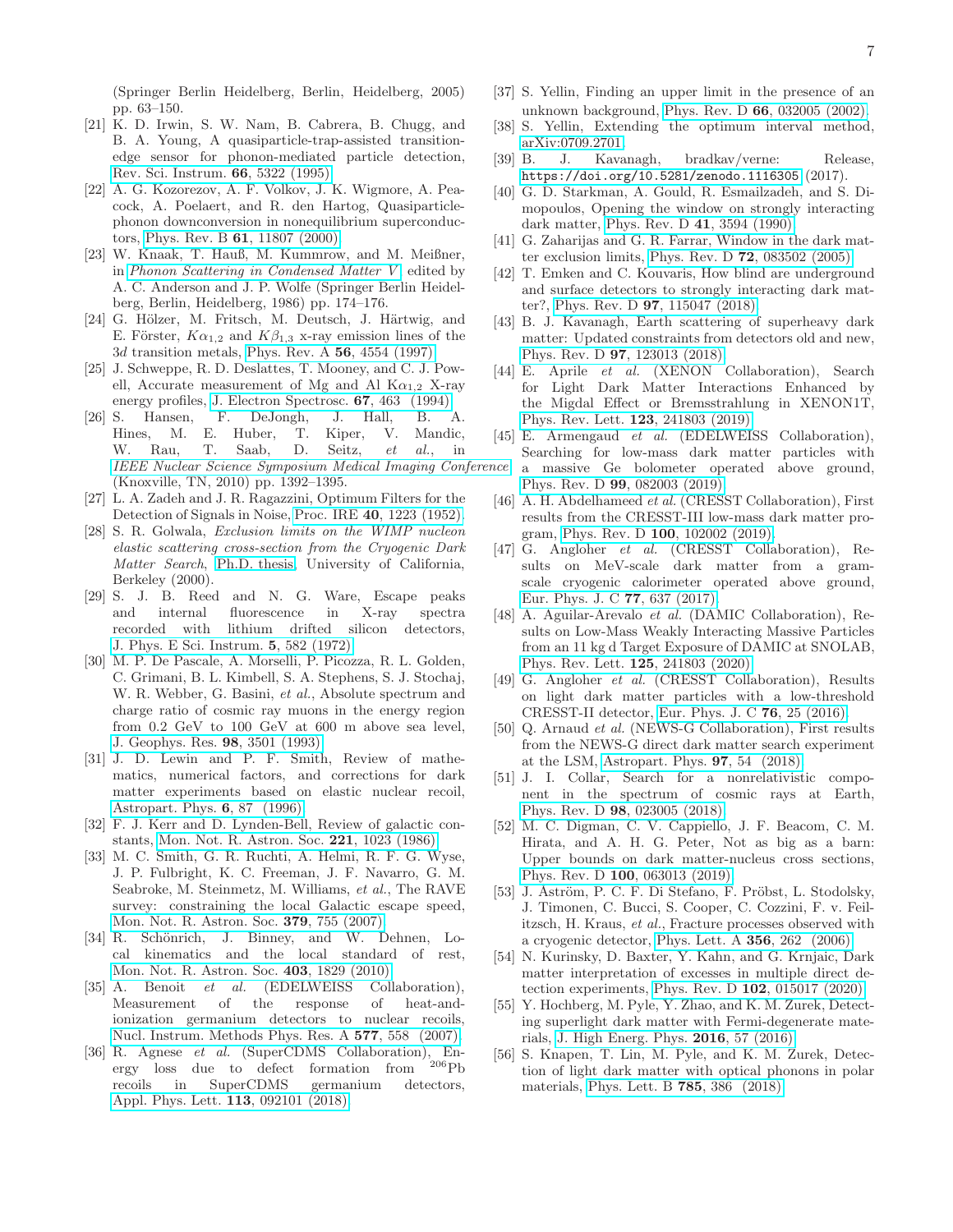(Springer Berlin Heidelberg, Berlin, Heidelberg, 2005) pp. 63–150.

[21] K. D. Irwin, S. W. Nam, B. Cabrera, B. Chugg, and B. A. Young, A quasiparticle-trap-assisted transition-edge sensor for phonon-mediated particle detection, Rev. Sci. Instrum. **66**, 5322 (1995).

[22] A. G. Kozorezov, A. F. Volkov, J. K. Wigmore, A. Peacock, A. Poelaert, and R. den Hartog, Quasiparticle-phonon downconversion in nonequilibrium superconductors, Phys. Rev. B **61**, 11807 (2000).

[23] W. Knaak, T. Hauß, M. Kummrow, and M. Meißner, in *Phonon Scattering in Condensed Matter V*, edited by A. C. Anderson and J. P. Wolfe (Springer Berlin Heidelberg, Berlin, Heidelberg, 1986) pp. 174–176.

[24] G. Hölzer, M. Fritsch, M. Deutsch, J. Härtwig, and E. Förster, $K\alpha_{1,2}$ and $K\beta_{1,3}$ x-ray emission lines of the 3*d* transition metals, Phys. Rev. A **56**, 4554 (1997).

[25] J. Schweppe, R. D. Deslattes, T. Mooney, and C. J. Powell, Accurate measurement of Mg and Al $K\alpha_{1,2}$ X-ray energy profiles, J. Electron Spectrosc. **67**, 463 (1994).

[26] S. Hansen, F. DeJongh, J. Hall, B. A. Hines, M. E. Huber, T. Kiper, V. Mandic, W. Rau, T. Saab, D. Seitz, *et al.*, in *IEEE Nuclear Science Symposium Medical Imaging Conference* (Knoxville, TN, 2010) pp. 1392–1395.

[27] L. A. Zadeh and J. R. Ragazzini, Optimum Filters for the Detection of Signals in Noise, Proc. IRE **40**, 1223 (1952).

[28] S. R. Golwala, *Exclusion limits on the WIMP nucleon elastic scattering cross-section from the Cryogenic Dark Matter Search*, Ph.D. thesis, University of California, Berkeley (2000).

[29] S. J. B. Reed and N. G. Ware, Escape peaks and internal fluorescence in X-ray spectra recorded with lithium drifted silicon detectors, J. Phys. E Sci. Instrum. **5**, 582 (1972).

[30] M. P. De Pascale, A. Morselli, P. Picozza, R. L. Golden, C. Grimani, B. L. Kimbell, S. A. Stephens, S. J. Stochaj, W. R. Webber, G. Basini, *et al.*, Absolute spectrum and charge ratio of cosmic ray muons in the energy region from 0.2 GeV to 100 GeV at 600 m above sea level, J. Geophys. Res. **98**, 3501 (1993).

[31] J. D. Lewin and P. F. Smith, Review of mathematics, numerical factors, and corrections for dark matter experiments based on elastic nuclear recoil, Astropart. Phys. **6**, 87 (1996).

[32] F. J. Kerr and D. Lynden-Bell, Review of galactic constants, Mon. Not. R. Astron. Soc. **221**, 1023 (1986).

[33] M. C. Smith, G. R. Ruchti, A. Helmi, R. F. G. Wyse, J. P. Fulbright, K. C. Freeman, J. F. Navarro, G. M. Seabroke, M. Steinmetz, M. Williams, *et al.*, The RAVE survey: constraining the local Galactic escape speed, Mon. Not. R. Astron. Soc. **379**, 755 (2007).

[34] R. Schönrich, J. Binney, and W. Dehnen, Local kinematics and the local standard of rest, Mon. Not. R. Astron. Soc. **403**, 1829 (2010).

[35] A. Benoit *et al.* (EDELWEISS Collaboration), Measurement of the response of heat-and-ionization germanium detectors to nuclear recoils, Nucl. Instrum. Methods Phys. Res. A **577**, 558 (2007).

[36] R. Agnese *et al.* (SuperCDMS Collaboration), Energy loss due to defect formation from $^{206}$Pb recoils in SuperCDMS germanium detectors, Appl. Phys. Lett. **113**, 092101 (2018).

[37] S. Yellin, Finding an upper limit in the presence of an unknown background, Phys. Rev. D **66**, 032005 (2002).

[38] S. Yellin, Extending the optimum interval method, arXiv:0709.2701.

[39] B. J. Kavanagh, bradkav/verne: Release, `https://doi.org/10.5281/zenodo.1116305` (2017).

[40] G. D. Starkman, A. Gould, R. Esmailzadeh, and S. Dimopoulos, Opening the window on strongly interacting dark matter, Phys. Rev. D **41**, 3594 (1990).

[41] G. Zaharijas and G. R. Farrar, Window in the dark matter exclusion limits, Phys. Rev. D **72**, 083502 (2005).

[42] T. Emken and C. Kouvaris, How blind are underground and surface detectors to strongly interacting dark matter?, Phys. Rev. D **97**, 115047 (2018).

[43] B. J. Kavanagh, Earth scattering of superheavy dark matter: Updated constraints from detectors old and new, Phys. Rev. D **97**, 123013 (2018).

[44] E. Aprile *et al.* (XENON Collaboration), Search for Light Dark Matter Interactions Enhanced by the Migdal Effect or Bremsstrahlung in XENON1T, Phys. Rev. Lett. **123**, 241803 (2019).

[45] E. Armengaud *et al.* (EDELWEISS Collaboration), Searching for low-mass dark matter particles with a massive Ge bolometer operated above ground, Phys. Rev. D **99**, 082003 (2019).

[46] A. H. Abdelhameed *et al.* (CRESST Collaboration), First results from the CRESST-III low-mass dark matter program, Phys. Rev. D **100**, 102002 (2019).

[47] G. Angloher *et al.* (CRESST Collaboration), Results on MeV-scale dark matter from a gram-scale cryogenic calorimeter operated above ground, Eur. Phys. J. C **77**, 637 (2017).

[48] A. Aguilar-Arevalo *et al.* (DAMIC Collaboration), Results on Low-Mass Weakly Interacting Massive Particles from an 11 kg d Target Exposure of DAMIC at SNOLAB, Phys. Rev. Lett. **125**, 241803 (2020).

[49] G. Angloher *et al.* (CRESST Collaboration), Results on light dark matter particles with a low-threshold CRESST-II detector, Eur. Phys. J. C **76**, 25 (2016).

[50] Q. Arnaud *et al.* (NEWS-G Collaboration), First results from the NEWS-G direct dark matter search experiment at the LSM, Astropart. Phys. **97**, 54 (2018).

[51] J. I. Collar, Search for a nonrelativistic component in the spectrum of cosmic rays at Earth, Phys. Rev. D **98**, 023005 (2018).

[52] M. C. Digman, C. V. Cappiello, J. F. Beacom, C. M. Hirata, and A. H. G. Peter, Not as big as a barn: Upper bounds on dark matter-nucleus cross sections, Phys. Rev. D **100**, 063013 (2019).

[53] J. Åström, P. C. F. Di Stefano, F. Pröbst, L. Stodolsky, J. Timonen, C. Bucci, S. Cooper, C. Cozzini, F. v. Feilitzsch, H. Kraus, *et al.*, Fracture processes observed with a cryogenic detector, Phys. Lett. A **356**, 262 (2006).

[54] N. Kurinsky, D. Baxter, Y. Kahn, and G. Krnjaic, Dark matter interpretation of excesses in multiple direct detection experiments, Phys. Rev. D **102**, 015017 (2020).

[55] Y. Hochberg, M. Pyle, Y. Zhao, and K. M. Zurek, Detecting superlight dark matter with Fermi-degenerate materials, J. High Energ. Phys. **2016**, 57 (2016).

[56] S. Knapen, T. Lin, M. Pyle, and K. M. Zurek, Detection of light dark matter with optical phonons in polar materials, Phys. Lett. B **785**, 386 (2018).